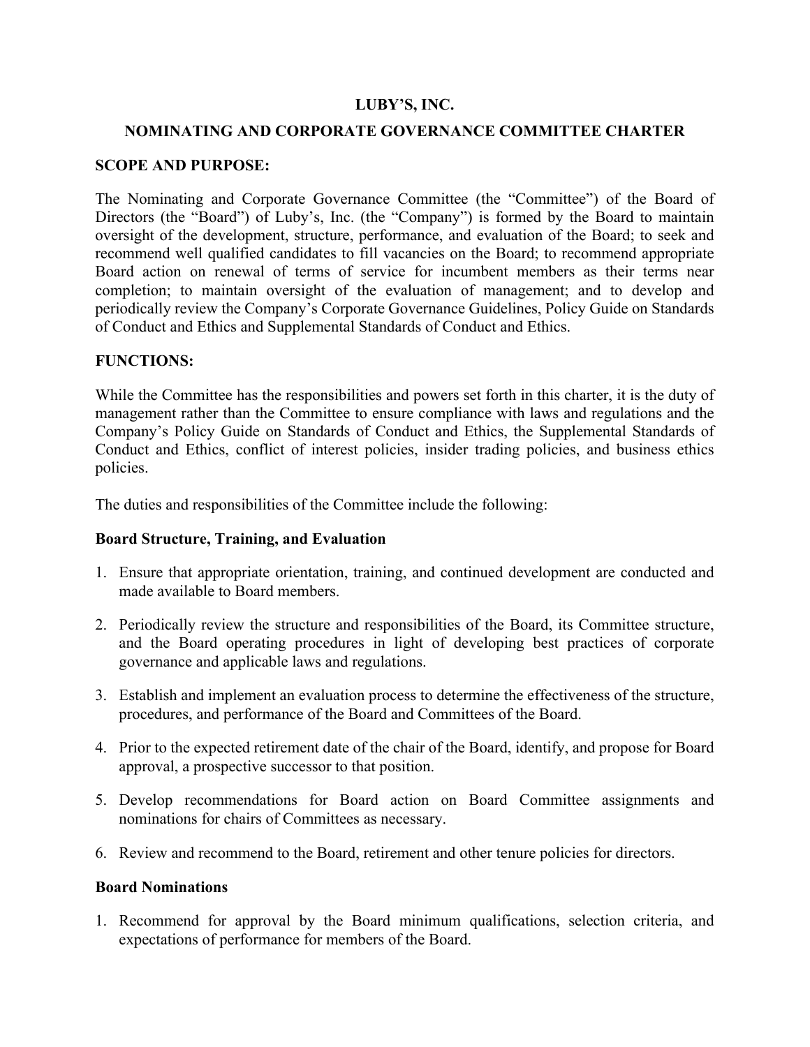# LUBY'S, INC.

## NOMINATING AND CORPORATE GOVERNANCE COMMITTEE CHARTER

### SCOPE AND PURPOSE:

The Nominating and Corporate Governance Committee (the "Committee") of the Board of Directors (the "Board") of Luby's, Inc. (the "Company") is formed by the Board to maintain oversight of the development, structure, performance, and evaluation of the Board; to seek and recommend well qualified candidates to fill vacancies on the Board; to recommend appropriate Board action on renewal of terms of service for incumbent members as their terms near completion; to maintain oversight of the evaluation of management; and to develop and periodically review the Company's Corporate Governance Guidelines, Policy Guide on Standards of Conduct and Ethics and Supplemental Standards of Conduct and Ethics.

### FUNCTIONS:

While the Committee has the responsibilities and powers set forth in this charter, it is the duty of management rather than the Committee to ensure compliance with laws and regulations and the Company's Policy Guide on Standards of Conduct and Ethics, the Supplemental Standards of Conduct and Ethics, conflict of interest policies, insider trading policies, and business ethics policies.

The duties and responsibilities of the Committee include the following:

#### Board Structure, Training, and Evaluation

1. Ensure that appropriate orientation, training, and continued development are conducted and made available to Board members.

2. Periodically review the structure and responsibilities of the Board, its Committee structure, and the Board operating procedures in light of developing best practices of corporate governance and applicable laws and regulations.

3. Establish and implement an evaluation process to determine the effectiveness of the structure, procedures, and performance of the Board and Committees of the Board.

4. Prior to the expected retirement date of the chair of the Board, identify, and propose for Board approval, a prospective successor to that position.

5. Develop recommendations for Board action on Board Committee assignments and nominations for chairs of Committees as necessary.

6. Review and recommend to the Board, retirement and other tenure policies for directors.

#### Board Nominations

1. Recommend for approval by the Board minimum qualifications, selection criteria, and expectations of performance for members of the Board.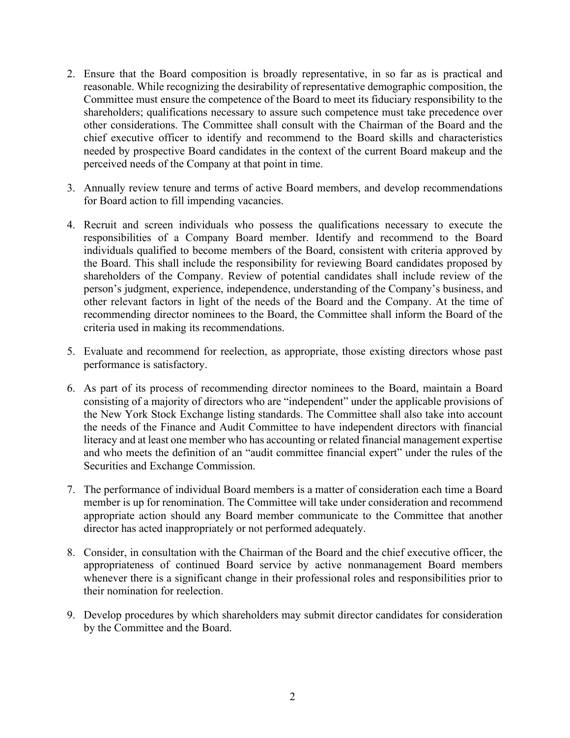2. Ensure that the Board composition is broadly representative, in so far as is practical and reasonable. While recognizing the desirability of representative demographic composition, the Committee must ensure the competence of the Board to meet its fiduciary responsibility to the shareholders; qualifications necessary to assure such competence must take precedence over other considerations. The Committee shall consult with the Chairman of the Board and the chief executive officer to identify and recommend to the Board skills and characteristics needed by prospective Board candidates in the context of the current Board makeup and the perceived needs of the Company at that point in time.

3. Annually review tenure and terms of active Board members, and develop recommendations for Board action to fill impending vacancies.

4. Recruit and screen individuals who possess the qualifications necessary to execute the responsibilities of a Company Board member. Identify and recommend to the Board individuals qualified to become members of the Board, consistent with criteria approved by the Board. This shall include the responsibility for reviewing Board candidates proposed by shareholders of the Company. Review of potential candidates shall include review of the person's judgment, experience, independence, understanding of the Company's business, and other relevant factors in light of the needs of the Board and the Company. At the time of recommending director nominees to the Board, the Committee shall inform the Board of the criteria used in making its recommendations.

5. Evaluate and recommend for reelection, as appropriate, those existing directors whose past performance is satisfactory.

6. As part of its process of recommending director nominees to the Board, maintain a Board consisting of a majority of directors who are "independent" under the applicable provisions of the New York Stock Exchange listing standards. The Committee shall also take into account the needs of the Finance and Audit Committee to have independent directors with financial literacy and at least one member who has accounting or related financial management expertise and who meets the definition of an "audit committee financial expert" under the rules of the Securities and Exchange Commission.

7. The performance of individual Board members is a matter of consideration each time a Board member is up for renomination. The Committee will take under consideration and recommend appropriate action should any Board member communicate to the Committee that another director has acted inappropriately or not performed adequately.

8. Consider, in consultation with the Chairman of the Board and the chief executive officer, the appropriateness of continued Board service by active nonmanagement Board members whenever there is a significant change in their professional roles and responsibilities prior to their nomination for reelection.

9. Develop procedures by which shareholders may submit director candidates for consideration by the Committee and the Board.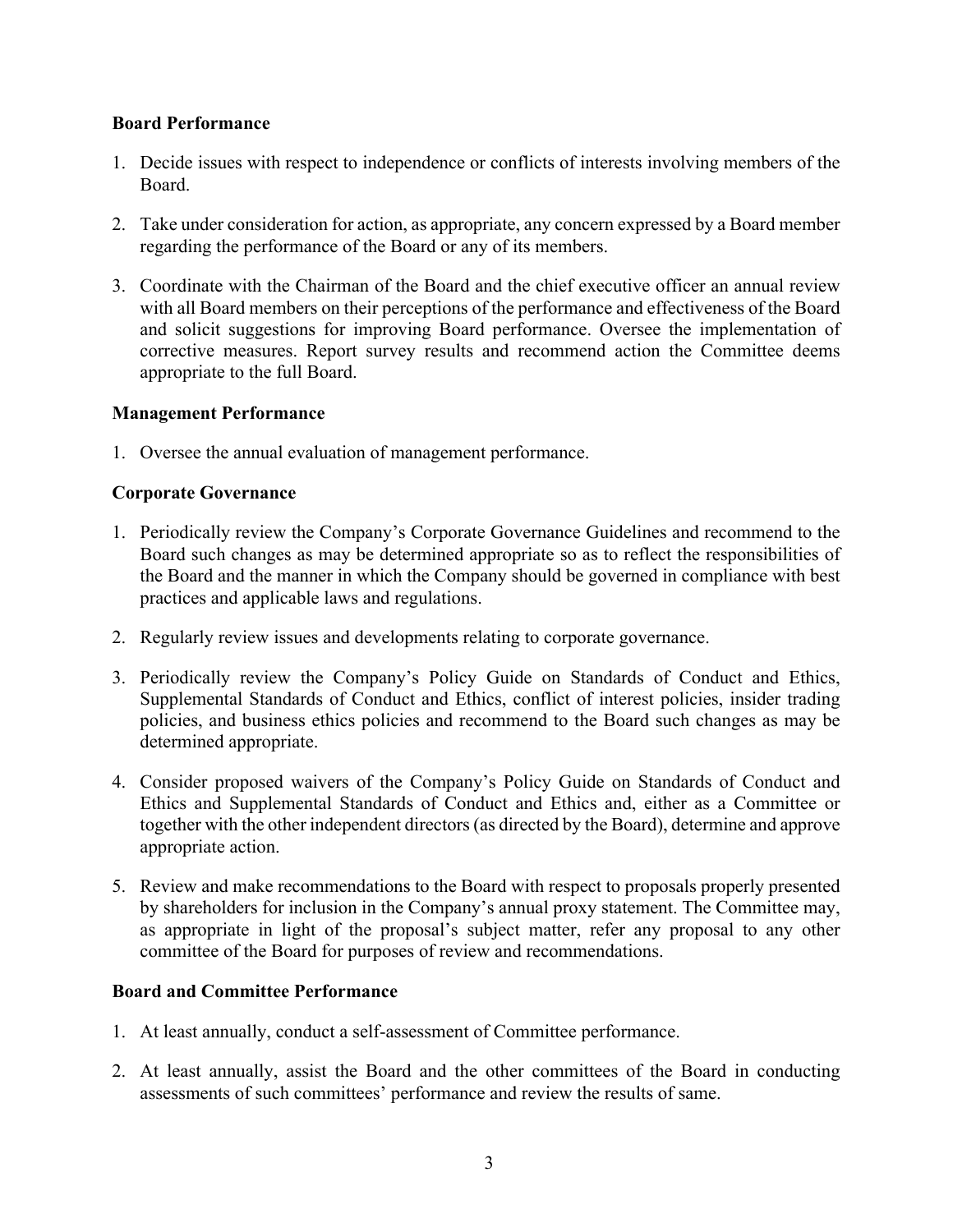**Board Performance**

1. Decide issues with respect to independence or conflicts of interests involving members of the Board.

2. Take under consideration for action, as appropriate, any concern expressed by a Board member regarding the performance of the Board or any of its members.

3. Coordinate with the Chairman of the Board and the chief executive officer an annual review with all Board members on their perceptions of the performance and effectiveness of the Board and solicit suggestions for improving Board performance. Oversee the implementation of corrective measures. Report survey results and recommend action the Committee deems appropriate to the full Board.

**Management Performance**

1. Oversee the annual evaluation of management performance.

**Corporate Governance**

1. Periodically review the Company's Corporate Governance Guidelines and recommend to the Board such changes as may be determined appropriate so as to reflect the responsibilities of the Board and the manner in which the Company should be governed in compliance with best practices and applicable laws and regulations.

2. Regularly review issues and developments relating to corporate governance.

3. Periodically review the Company's Policy Guide on Standards of Conduct and Ethics, Supplemental Standards of Conduct and Ethics, conflict of interest policies, insider trading policies, and business ethics policies and recommend to the Board such changes as may be determined appropriate.

4. Consider proposed waivers of the Company's Policy Guide on Standards of Conduct and Ethics and Supplemental Standards of Conduct and Ethics and, either as a Committee or together with the other independent directors (as directed by the Board), determine and approve appropriate action.

5. Review and make recommendations to the Board with respect to proposals properly presented by shareholders for inclusion in the Company's annual proxy statement. The Committee may, as appropriate in light of the proposal's subject matter, refer any proposal to any other committee of the Board for purposes of review and recommendations.

**Board and Committee Performance**

1. At least annually, conduct a self-assessment of Committee performance.

2. At least annually, assist the Board and the other committees of the Board in conducting assessments of such committees' performance and review the results of same.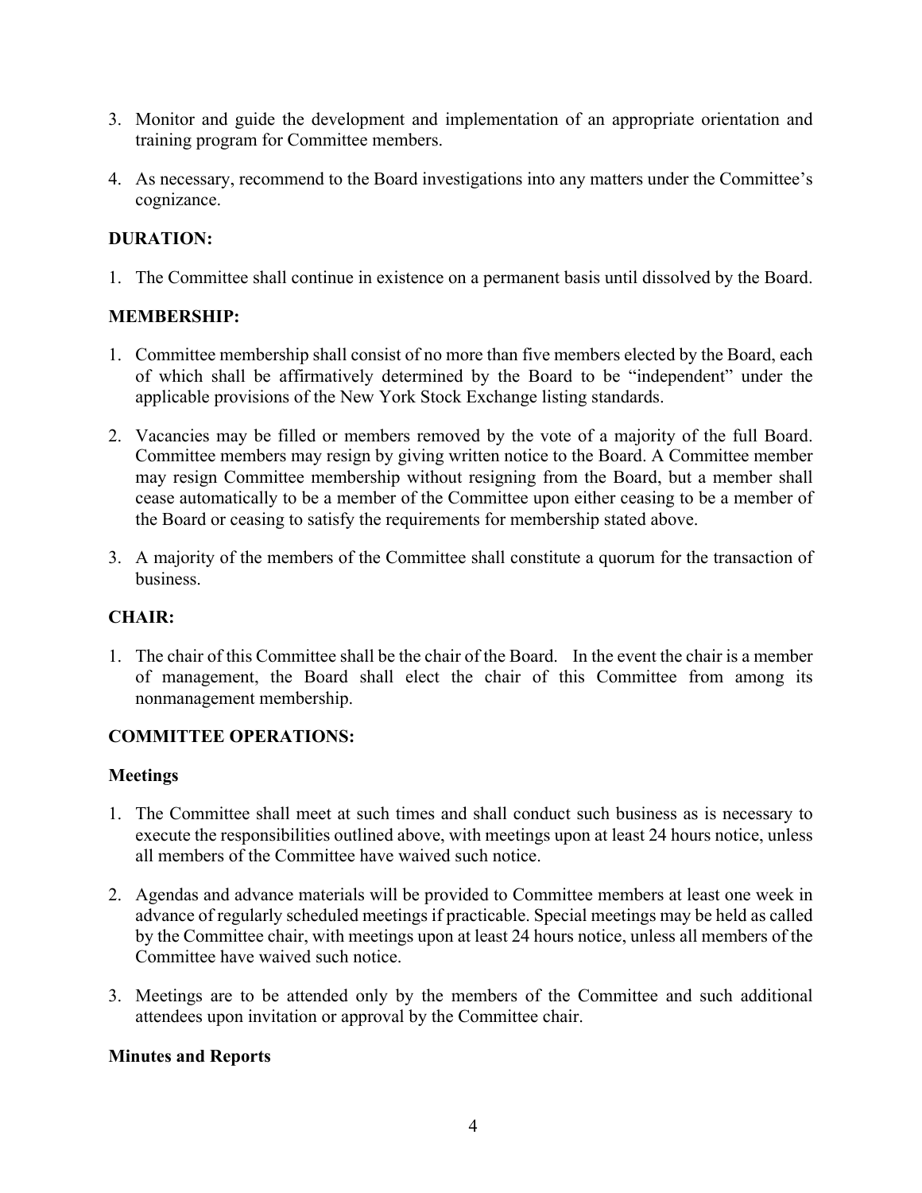3. Monitor and guide the development and implementation of an appropriate orientation and training program for Committee members.

4. As necessary, recommend to the Board investigations into any matters under the Committee's cognizance.

**DURATION:**

1. The Committee shall continue in existence on a permanent basis until dissolved by the Board.

**MEMBERSHIP:**

1. Committee membership shall consist of no more than five members elected by the Board, each of which shall be affirmatively determined by the Board to be "independent" under the applicable provisions of the New York Stock Exchange listing standards.

2. Vacancies may be filled or members removed by the vote of a majority of the full Board. Committee members may resign by giving written notice to the Board. A Committee member may resign Committee membership without resigning from the Board, but a member shall cease automatically to be a member of the Committee upon either ceasing to be a member of the Board or ceasing to satisfy the requirements for membership stated above.

3. A majority of the members of the Committee shall constitute a quorum for the transaction of business.

**CHAIR:**

1. The chair of this Committee shall be the chair of the Board. In the event the chair is a member of management, the Board shall elect the chair of this Committee from among its nonmanagement membership.

**COMMITTEE OPERATIONS:**

**Meetings**

1. The Committee shall meet at such times and shall conduct such business as is necessary to execute the responsibilities outlined above, with meetings upon at least 24 hours notice, unless all members of the Committee have waived such notice.

2. Agendas and advance materials will be provided to Committee members at least one week in advance of regularly scheduled meetings if practicable. Special meetings may be held as called by the Committee chair, with meetings upon at least 24 hours notice, unless all members of the Committee have waived such notice.

3. Meetings are to be attended only by the members of the Committee and such additional attendees upon invitation or approval by the Committee chair.

**Minutes and Reports**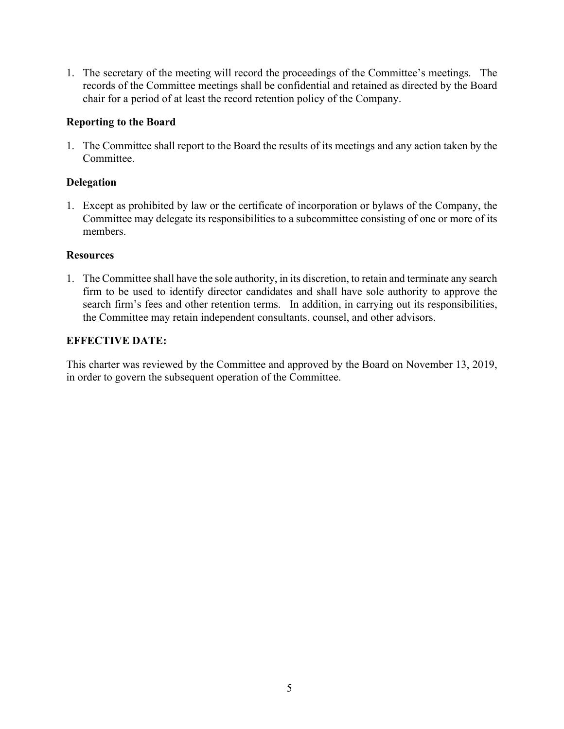1. The secretary of the meeting will record the proceedings of the Committee's meetings. The records of the Committee meetings shall be confidential and retained as directed by the Board chair for a period of at least the record retention policy of the Company.

**Reporting to the Board**

1. The Committee shall report to the Board the results of its meetings and any action taken by the Committee.

**Delegation**

1. Except as prohibited by law or the certificate of incorporation or bylaws of the Company, the Committee may delegate its responsibilities to a subcommittee consisting of one or more of its members.

**Resources**

1. The Committee shall have the sole authority, in its discretion, to retain and terminate any search firm to be used to identify director candidates and shall have sole authority to approve the search firm's fees and other retention terms. In addition, in carrying out its responsibilities, the Committee may retain independent consultants, counsel, and other advisors.

**EFFECTIVE DATE:**

This charter was reviewed by the Committee and approved by the Board on November 13, 2019, in order to govern the subsequent operation of the Committee.